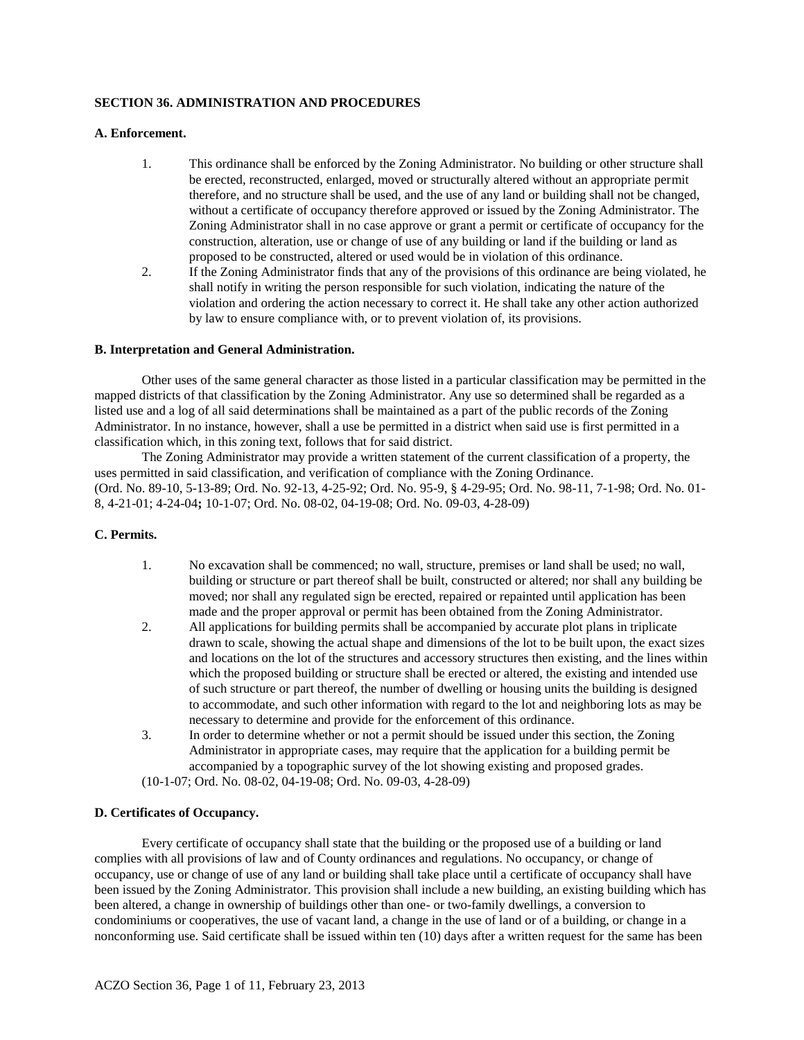**SECTION 36. ADMINISTRATION AND PROCEDURES**

**A. Enforcement.**

1. This ordinance shall be enforced by the Zoning Administrator. No building or other structure shall be erected, reconstructed, enlarged, moved or structurally altered without an appropriate permit therefore, and no structure shall be used, and the use of any land or building shall not be changed, without a certificate of occupancy therefore approved or issued by the Zoning Administrator. The Zoning Administrator shall in no case approve or grant a permit or certificate of occupancy for the construction, alteration, use or change of use of any building or land if the building or land as proposed to be constructed, altered or used would be in violation of this ordinance.
2. If the Zoning Administrator finds that any of the provisions of this ordinance are being violated, he shall notify in writing the person responsible for such violation, indicating the nature of the violation and ordering the action necessary to correct it. He shall take any other action authorized by law to ensure compliance with, or to prevent violation of, its provisions.

**B. Interpretation and General Administration.**

Other uses of the same general character as those listed in a particular classification may be permitted in the mapped districts of that classification by the Zoning Administrator. Any use so determined shall be regarded as a listed use and a log of all said determinations shall be maintained as a part of the public records of the Zoning Administrator. In no instance, however, shall a use be permitted in a district when said use is first permitted in a classification which, in this zoning text, follows that for said district.

The Zoning Administrator may provide a written statement of the current classification of a property, the uses permitted in said classification, and verification of compliance with the Zoning Ordinance.
(Ord. No. 89-10, 5-13-89; Ord. No. 92-13, 4-25-92; Ord. No. 95-9, § 4-29-95; Ord. No. 98-11, 7-1-98; Ord. No. 01-8, 4-21-01; 4-24-04**;** 10-1-07; Ord. No. 08-02, 04-19-08; Ord. No. 09-03, 4-28-09)

**C. Permits.**

1. No excavation shall be commenced; no wall, structure, premises or land shall be used; no wall, building or structure or part thereof shall be built, constructed or altered; nor shall any building be moved; nor shall any regulated sign be erected, repaired or repainted until application has been made and the proper approval or permit has been obtained from the Zoning Administrator.
2. All applications for building permits shall be accompanied by accurate plot plans in triplicate drawn to scale, showing the actual shape and dimensions of the lot to be built upon, the exact sizes and locations on the lot of the structures and accessory structures then existing, and the lines within which the proposed building or structure shall be erected or altered, the existing and intended use of such structure or part thereof, the number of dwelling or housing units the building is designed to accommodate, and such other information with regard to the lot and neighboring lots as may be necessary to determine and provide for the enforcement of this ordinance.
3. In order to determine whether or not a permit should be issued under this section, the Zoning Administrator in appropriate cases, may require that the application for a building permit be accompanied by a topographic survey of the lot showing existing and proposed grades.

(10-1-07; Ord. No. 08-02, 04-19-08; Ord. No. 09-03, 4-28-09)

**D. Certificates of Occupancy.**

Every certificate of occupancy shall state that the building or the proposed use of a building or land complies with all provisions of law and of County ordinances and regulations. No occupancy, or change of occupancy, use or change of use of any land or building shall take place until a certificate of occupancy shall have been issued by the Zoning Administrator. This provision shall include a new building, an existing building which has been altered, a change in ownership of buildings other than one- or two-family dwellings, a conversion to condominiums or cooperatives, the use of vacant land, a change in the use of land or of a building, or change in a nonconforming use. Said certificate shall be issued within ten (10) days after a written request for the same has been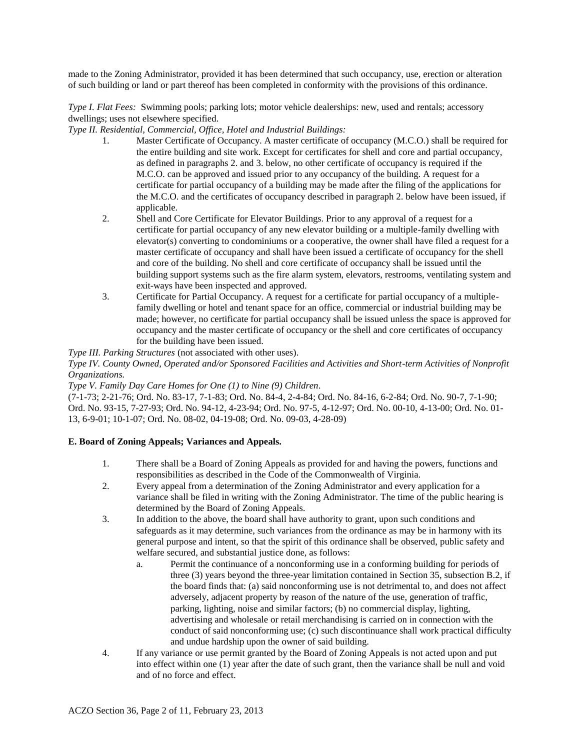made to the Zoning Administrator, provided it has been determined that such occupancy, use, erection or alteration of such building or land or part thereof has been completed in conformity with the provisions of this ordinance.

*Type I. Flat Fees:* Swimming pools; parking lots; motor vehicle dealerships: new, used and rentals; accessory dwellings; uses not elsewhere specified.

*Type II. Residential, Commercial, Office, Hotel and Industrial Buildings:*

1. Master Certificate of Occupancy. A master certificate of occupancy (M.C.O.) shall be required for the entire building and site work. Except for certificates for shell and core and partial occupancy, as defined in paragraphs 2. and 3. below, no other certificate of occupancy is required if the M.C.O. can be approved and issued prior to any occupancy of the building. A request for a certificate for partial occupancy of a building may be made after the filing of the applications for the M.C.O. and the certificates of occupancy described in paragraph 2. below have been issued, if applicable.
2. Shell and Core Certificate for Elevator Buildings. Prior to any approval of a request for a certificate for partial occupancy of any new elevator building or a multiple-family dwelling with elevator(s) converting to condominiums or a cooperative, the owner shall have filed a request for a master certificate of occupancy and shall have been issued a certificate of occupancy for the shell and core of the building. No shell and core certificate of occupancy shall be issued until the building support systems such as the fire alarm system, elevators, restrooms, ventilating system and exit-ways have been inspected and approved.
3. Certificate for Partial Occupancy. A request for a certificate for partial occupancy of a multiple-family dwelling or hotel and tenant space for an office, commercial or industrial building may be made; however, no certificate for partial occupancy shall be issued unless the space is approved for occupancy and the master certificate of occupancy or the shell and core certificates of occupancy for the building have been issued.

*Type III. Parking Structures* (not associated with other uses).

*Type IV. County Owned, Operated and/or Sponsored Facilities and Activities and Short-term Activities of Nonprofit Organizations.*

*Type V. Family Day Care Homes for One (1) to Nine (9) Children*.

(7-1-73; 2-21-76; Ord. No. 83-17, 7-1-83; Ord. No. 84-4, 2-4-84; Ord. No. 84-16, 6-2-84; Ord. No. 90-7, 7-1-90; Ord. No. 93-15, 7-27-93; Ord. No. 94-12, 4-23-94; Ord. No. 97-5, 4-12-97; Ord. No. 00-10, 4-13-00; Ord. No. 01-13, 6-9-01; 10-1-07; Ord. No. 08-02, 04-19-08; Ord. No. 09-03, 4-28-09)

**E. Board of Zoning Appeals; Variances and Appeals.**

1. There shall be a Board of Zoning Appeals as provided for and having the powers, functions and responsibilities as described in the Code of the Commonwealth of Virginia.
2. Every appeal from a determination of the Zoning Administrator and every application for a variance shall be filed in writing with the Zoning Administrator. The time of the public hearing is determined by the Board of Zoning Appeals.
3. In addition to the above, the board shall have authority to grant, upon such conditions and safeguards as it may determine, such variances from the ordinance as may be in harmony with its general purpose and intent, so that the spirit of this ordinance shall be observed, public safety and welfare secured, and substantial justice done, as follows:
   a. Permit the continuance of a nonconforming use in a conforming building for periods of three (3) years beyond the three-year limitation contained in Section 35, subsection B.2, if the board finds that: (a) said nonconforming use is not detrimental to, and does not affect adversely, adjacent property by reason of the nature of the use, generation of traffic, parking, lighting, noise and similar factors; (b) no commercial display, lighting, advertising and wholesale or retail merchandising is carried on in connection with the conduct of said nonconforming use; (c) such discontinuance shall work practical difficulty and undue hardship upon the owner of said building.
4. If any variance or use permit granted by the Board of Zoning Appeals is not acted upon and put into effect within one (1) year after the date of such grant, then the variance shall be null and void and of no force and effect.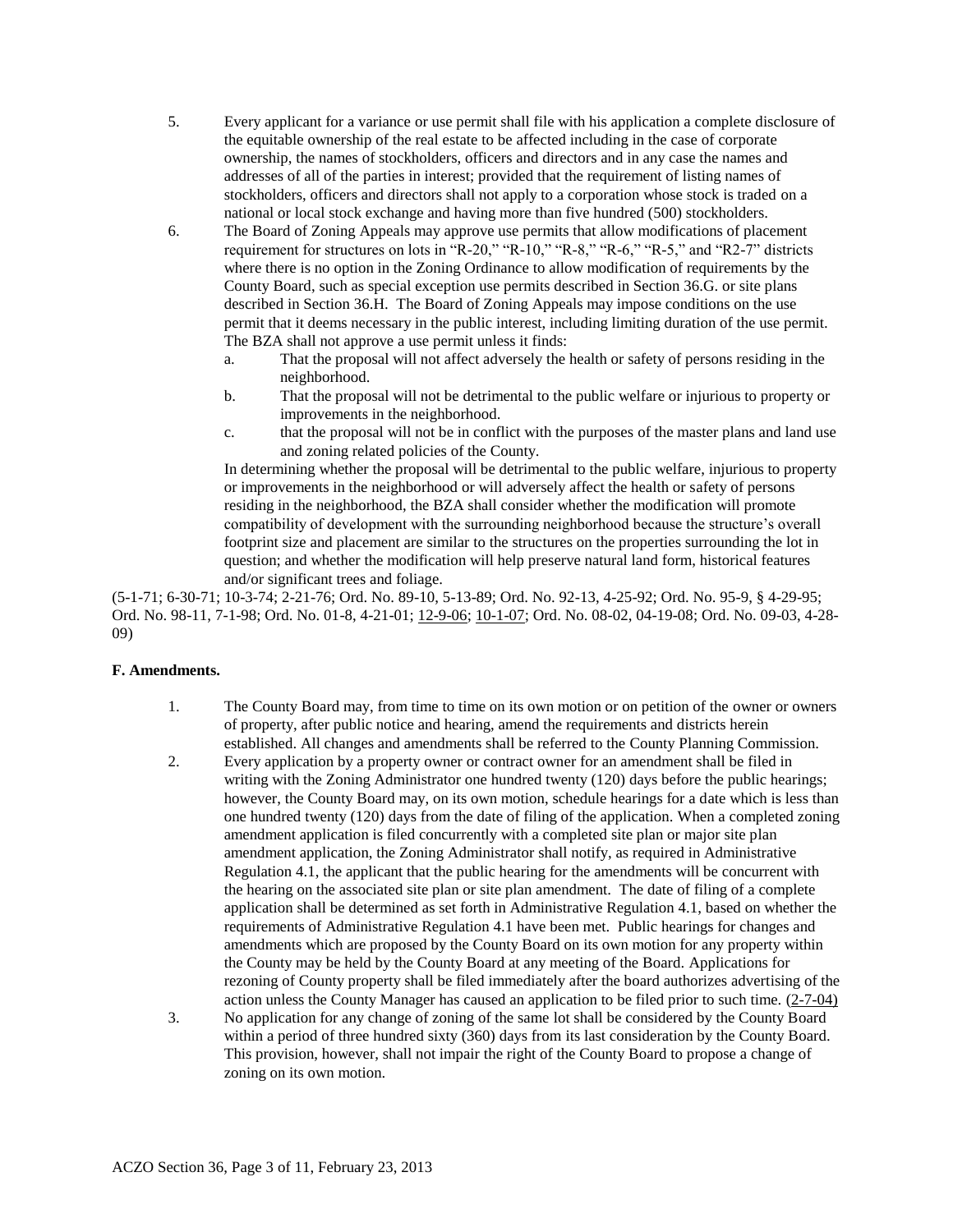5. Every applicant for a variance or use permit shall file with his application a complete disclosure of the equitable ownership of the real estate to be affected including in the case of corporate ownership, the names of stockholders, officers and directors and in any case the names and addresses of all of the parties in interest; provided that the requirement of listing names of stockholders, officers and directors shall not apply to a corporation whose stock is traded on a national or local stock exchange and having more than five hundred (500) stockholders.
6. The Board of Zoning Appeals may approve use permits that allow modifications of placement requirement for structures on lots in "R-20," "R-10," "R-8," "R-6," "R-5," and "R2-7" districts where there is no option in the Zoning Ordinance to allow modification of requirements by the County Board, such as special exception use permits described in Section 36.G. or site plans described in Section 36.H. The Board of Zoning Appeals may impose conditions on the use permit that it deems necessary in the public interest, including limiting duration of the use permit. The BZA shall not approve a use permit unless it finds:
   a. That the proposal will not affect adversely the health or safety of persons residing in the neighborhood.
   b. That the proposal will not be detrimental to the public welfare or injurious to property or improvements in the neighborhood.
   c. that the proposal will not be in conflict with the purposes of the master plans and land use and zoning related policies of the County.

   In determining whether the proposal will be detrimental to the public welfare, injurious to property or improvements in the neighborhood or will adversely affect the health or safety of persons residing in the neighborhood, the BZA shall consider whether the modification will promote compatibility of development with the surrounding neighborhood because the structure's overall footprint size and placement are similar to the structures on the properties surrounding the lot in question; and whether the modification will help preserve natural land form, historical features and/or significant trees and foliage.

(5-1-71; 6-30-71; 10-3-74; 2-21-76; Ord. No. 89-10, 5-13-89; Ord. No. 92-13, 4-25-92; Ord. No. 95-9, § 4-29-95; Ord. No. 98-11, 7-1-98; Ord. No. 01-8, 4-21-01; 12-9-06; 10-1-07; Ord. No. 08-02, 04-19-08; Ord. No. 09-03, 4-28-09)

**F. Amendments.**

1. The County Board may, from time to time on its own motion or on petition of the owner or owners of property, after public notice and hearing, amend the requirements and districts herein established. All changes and amendments shall be referred to the County Planning Commission.
2. Every application by a property owner or contract owner for an amendment shall be filed in writing with the Zoning Administrator one hundred twenty (120) days before the public hearings; however, the County Board may, on its own motion, schedule hearings for a date which is less than one hundred twenty (120) days from the date of filing of the application. When a completed zoning amendment application is filed concurrently with a completed site plan or major site plan amendment application, the Zoning Administrator shall notify, as required in Administrative Regulation 4.1, the applicant that the public hearing for the amendments will be concurrent with the hearing on the associated site plan or site plan amendment. The date of filing of a complete application shall be determined as set forth in Administrative Regulation 4.1, based on whether the requirements of Administrative Regulation 4.1 have been met. Public hearings for changes and amendments which are proposed by the County Board on its own motion for any property within the County may be held by the County Board at any meeting of the Board. Applications for rezoning of County property shall be filed immediately after the board authorizes advertising of the action unless the County Manager has caused an application to be filed prior to such time. (2-7-04)
3. No application for any change of zoning of the same lot shall be considered by the County Board within a period of three hundred sixty (360) days from its last consideration by the County Board. This provision, however, shall not impair the right of the County Board to propose a change of zoning on its own motion.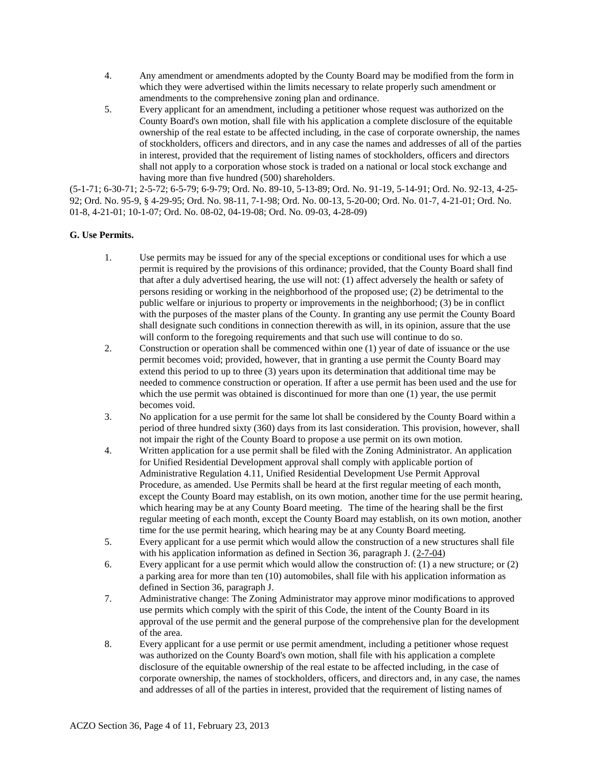4. Any amendment or amendments adopted by the County Board may be modified from the form in which they were advertised within the limits necessary to relate properly such amendment or amendments to the comprehensive zoning plan and ordinance.
5. Every applicant for an amendment, including a petitioner whose request was authorized on the County Board's own motion, shall file with his application a complete disclosure of the equitable ownership of the real estate to be affected including, in the case of corporate ownership, the names of stockholders, officers and directors, and in any case the names and addresses of all of the parties in interest, provided that the requirement of listing names of stockholders, officers and directors shall not apply to a corporation whose stock is traded on a national or local stock exchange and having more than five hundred (500) shareholders.

(5-1-71; 6-30-71; 2-5-72; 6-5-79; 6-9-79; Ord. No. 89-10, 5-13-89; Ord. No. 91-19, 5-14-91; Ord. No. 92-13, 4-25-92; Ord. No. 95-9, § 4-29-95; Ord. No. 98-11, 7-1-98; Ord. No. 00-13, 5-20-00; Ord. No. 01-7, 4-21-01; Ord. No. 01-8, 4-21-01; 10-1-07; Ord. No. 08-02, 04-19-08; Ord. No. 09-03, 4-28-09)

**G. Use Permits.**

1. Use permits may be issued for any of the special exceptions or conditional uses for which a use permit is required by the provisions of this ordinance; provided, that the County Board shall find that after a duly advertised hearing, the use will not: (1) affect adversely the health or safety of persons residing or working in the neighborhood of the proposed use; (2) be detrimental to the public welfare or injurious to property or improvements in the neighborhood; (3) be in conflict with the purposes of the master plans of the County. In granting any use permit the County Board shall designate such conditions in connection therewith as will, in its opinion, assure that the use will conform to the foregoing requirements and that such use will continue to do so.
2. Construction or operation shall be commenced within one (1) year of date of issuance or the use permit becomes void; provided, however, that in granting a use permit the County Board may extend this period to up to three (3) years upon its determination that additional time may be needed to commence construction or operation. If after a use permit has been used and the use for which the use permit was obtained is discontinued for more than one (1) year, the use permit becomes void.
3. No application for a use permit for the same lot shall be considered by the County Board within a period of three hundred sixty (360) days from its last consideration. This provision, however, shall not impair the right of the County Board to propose a use permit on its own motion.
4. Written application for a use permit shall be filed with the Zoning Administrator. An application for Unified Residential Development approval shall comply with applicable portion of Administrative Regulation 4.11, Unified Residential Development Use Permit Approval Procedure, as amended. Use Permits shall be heard at the first regular meeting of each month, except the County Board may establish, on its own motion, another time for the use permit hearing, which hearing may be at any County Board meeting. The time of the hearing shall be the first regular meeting of each month, except the County Board may establish, on its own motion, another time for the use permit hearing, which hearing may be at any County Board meeting.
5. Every applicant for a use permit which would allow the construction of a new structures shall file with his application information as defined in Section 36, paragraph J. (2-7-04)
6. Every applicant for a use permit which would allow the construction of: (1) a new structure; or (2) a parking area for more than ten (10) automobiles, shall file with his application information as defined in Section 36, paragraph J.
7. Administrative change: The Zoning Administrator may approve minor modifications to approved use permits which comply with the spirit of this Code, the intent of the County Board in its approval of the use permit and the general purpose of the comprehensive plan for the development of the area.
8. Every applicant for a use permit or use permit amendment, including a petitioner whose request was authorized on the County Board's own motion, shall file with his application a complete disclosure of the equitable ownership of the real estate to be affected including, in the case of corporate ownership, the names of stockholders, officers, and directors and, in any case, the names and addresses of all of the parties in interest, provided that the requirement of listing names of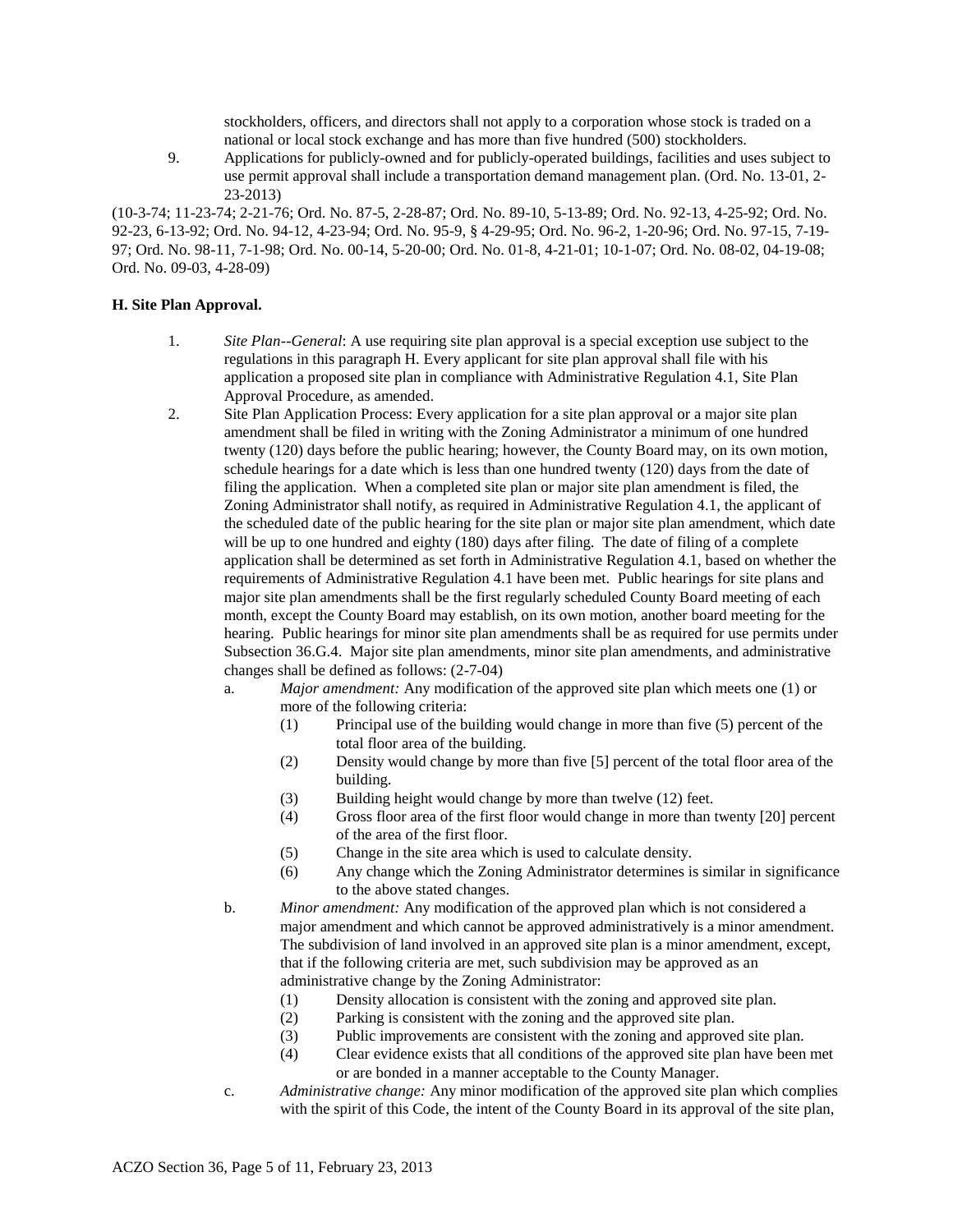stockholders, officers, and directors shall not apply to a corporation whose stock is traded on a national or local stock exchange and has more than five hundred (500) stockholders.

9. Applications for publicly-owned and for publicly-operated buildings, facilities and uses subject to use permit approval shall include a transportation demand management plan. (Ord. No. 13-01, 2-23-2013)

(10-3-74; 11-23-74; 2-21-76; Ord. No. 87-5, 2-28-87; Ord. No. 89-10, 5-13-89; Ord. No. 92-13, 4-25-92; Ord. No. 92-23, 6-13-92; Ord. No. 94-12, 4-23-94; Ord. No. 95-9, § 4-29-95; Ord. No. 96-2, 1-20-96; Ord. No. 97-15, 7-19-97; Ord. No. 98-11, 7-1-98; Ord. No. 00-14, 5-20-00; Ord. No. 01-8, 4-21-01; 10-1-07; Ord. No. 08-02, 04-19-08; Ord. No. 09-03, 4-28-09)

**H. Site Plan Approval.**

1. *Site Plan--General*: A use requiring site plan approval is a special exception use subject to the regulations in this paragraph H. Every applicant for site plan approval shall file with his application a proposed site plan in compliance with Administrative Regulation 4.1, Site Plan Approval Procedure, as amended.

2. Site Plan Application Process: Every application for a site plan approval or a major site plan amendment shall be filed in writing with the Zoning Administrator a minimum of one hundred twenty (120) days before the public hearing; however, the County Board may, on its own motion, schedule hearings for a date which is less than one hundred twenty (120) days from the date of filing the application. When a completed site plan or major site plan amendment is filed, the Zoning Administrator shall notify, as required in Administrative Regulation 4.1, the applicant of the scheduled date of the public hearing for the site plan or major site plan amendment, which date will be up to one hundred and eighty (180) days after filing. The date of filing of a complete application shall be determined as set forth in Administrative Regulation 4.1, based on whether the requirements of Administrative Regulation 4.1 have been met. Public hearings for site plans and major site plan amendments shall be the first regularly scheduled County Board meeting of each month, except the County Board may establish, on its own motion, another board meeting for the hearing. Public hearings for minor site plan amendments shall be as required for use permits under Subsection 36.G.4. Major site plan amendments, minor site plan amendments, and administrative changes shall be defined as follows: (2-7-04)

   a. *Major amendment:* Any modification of the approved site plan which meets one (1) or more of the following criteria:

      (1) Principal use of the building would change in more than five (5) percent of the total floor area of the building.

      (2) Density would change by more than five [5] percent of the total floor area of the building.

      (3) Building height would change by more than twelve (12) feet.

      (4) Gross floor area of the first floor would change in more than twenty [20] percent of the area of the first floor.

      (5) Change in the site area which is used to calculate density.

      (6) Any change which the Zoning Administrator determines is similar in significance to the above stated changes.

   b. *Minor amendment:* Any modification of the approved plan which is not considered a major amendment and which cannot be approved administratively is a minor amendment. The subdivision of land involved in an approved site plan is a minor amendment, except, that if the following criteria are met, such subdivision may be approved as an administrative change by the Zoning Administrator:

      (1) Density allocation is consistent with the zoning and approved site plan.

      (2) Parking is consistent with the zoning and the approved site plan.

      (3) Public improvements are consistent with the zoning and approved site plan.

      (4) Clear evidence exists that all conditions of the approved site plan have been met or are bonded in a manner acceptable to the County Manager.

   c. *Administrative change:* Any minor modification of the approved site plan which complies with the spirit of this Code, the intent of the County Board in its approval of the site plan,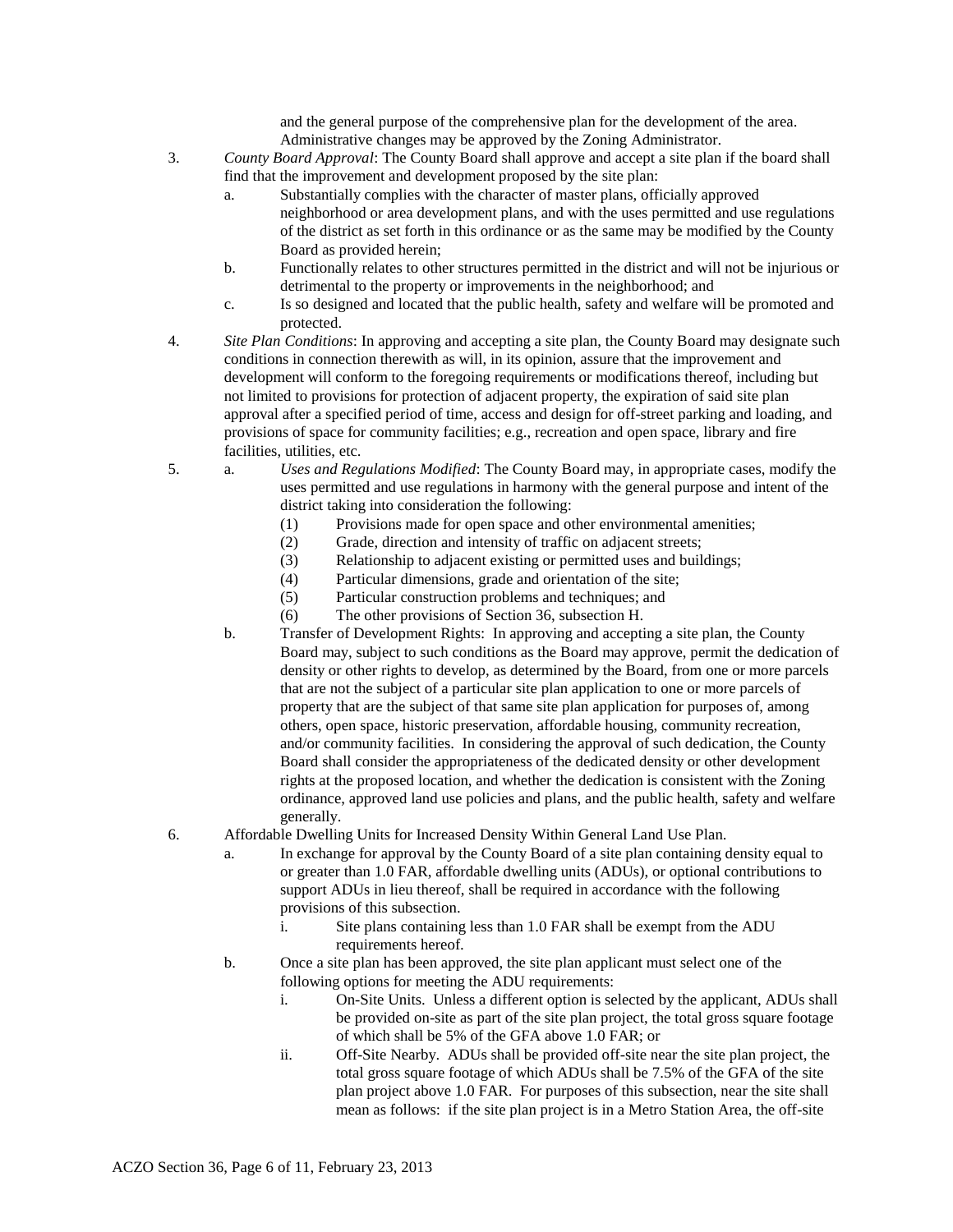and the general purpose of the comprehensive plan for the development of the area. Administrative changes may be approved by the Zoning Administrator.

3. *County Board Approval*: The County Board shall approve and accept a site plan if the board shall find that the improvement and development proposed by the site plan:
   a. Substantially complies with the character of master plans, officially approved neighborhood or area development plans, and with the uses permitted and use regulations of the district as set forth in this ordinance or as the same may be modified by the County Board as provided herein;
   b. Functionally relates to other structures permitted in the district and will not be injurious or detrimental to the property or improvements in the neighborhood; and
   c. Is so designed and located that the public health, safety and welfare will be promoted and protected.

4. *Site Plan Conditions*: In approving and accepting a site plan, the County Board may designate such conditions in connection therewith as will, in its opinion, assure that the improvement and development will conform to the foregoing requirements or modifications thereof, including but not limited to provisions for protection of adjacent property, the expiration of said site plan approval after a specified period of time, access and design for off-street parking and loading, and provisions of space for community facilities; e.g., recreation and open space, library and fire facilities, utilities, etc.

5. a. *Uses and Regulations Modified*: The County Board may, in appropriate cases, modify the uses permitted and use regulations in harmony with the general purpose and intent of the district taking into consideration the following:
      (1) Provisions made for open space and other environmental amenities;
      (2) Grade, direction and intensity of traffic on adjacent streets;
      (3) Relationship to adjacent existing or permitted uses and buildings;
      (4) Particular dimensions, grade and orientation of the site;
      (5) Particular construction problems and techniques; and
      (6) The other provisions of Section 36, subsection H.
   b. Transfer of Development Rights: In approving and accepting a site plan, the County Board may, subject to such conditions as the Board may approve, permit the dedication of density or other rights to develop, as determined by the Board, from one or more parcels that are not the subject of a particular site plan application to one or more parcels of property that are the subject of that same site plan application for purposes of, among others, open space, historic preservation, affordable housing, community recreation, and/or community facilities. In considering the approval of such dedication, the County Board shall consider the appropriateness of the dedicated density or other development rights at the proposed location, and whether the dedication is consistent with the Zoning ordinance, approved land use policies and plans, and the public health, safety and welfare generally.

6. Affordable Dwelling Units for Increased Density Within General Land Use Plan.
   a. In exchange for approval by the County Board of a site plan containing density equal to or greater than 1.0 FAR, affordable dwelling units (ADUs), or optional contributions to support ADUs in lieu thereof, shall be required in accordance with the following provisions of this subsection.
      i. Site plans containing less than 1.0 FAR shall be exempt from the ADU requirements hereof.
   b. Once a site plan has been approved, the site plan applicant must select one of the following options for meeting the ADU requirements:
      i. On-Site Units. Unless a different option is selected by the applicant, ADUs shall be provided on-site as part of the site plan project, the total gross square footage of which shall be 5% of the GFA above 1.0 FAR; or
      ii. Off-Site Nearby. ADUs shall be provided off-site near the site plan project, the total gross square footage of which ADUs shall be 7.5% of the GFA of the site plan project above 1.0 FAR. For purposes of this subsection, near the site shall mean as follows: if the site plan project is in a Metro Station Area, the off-site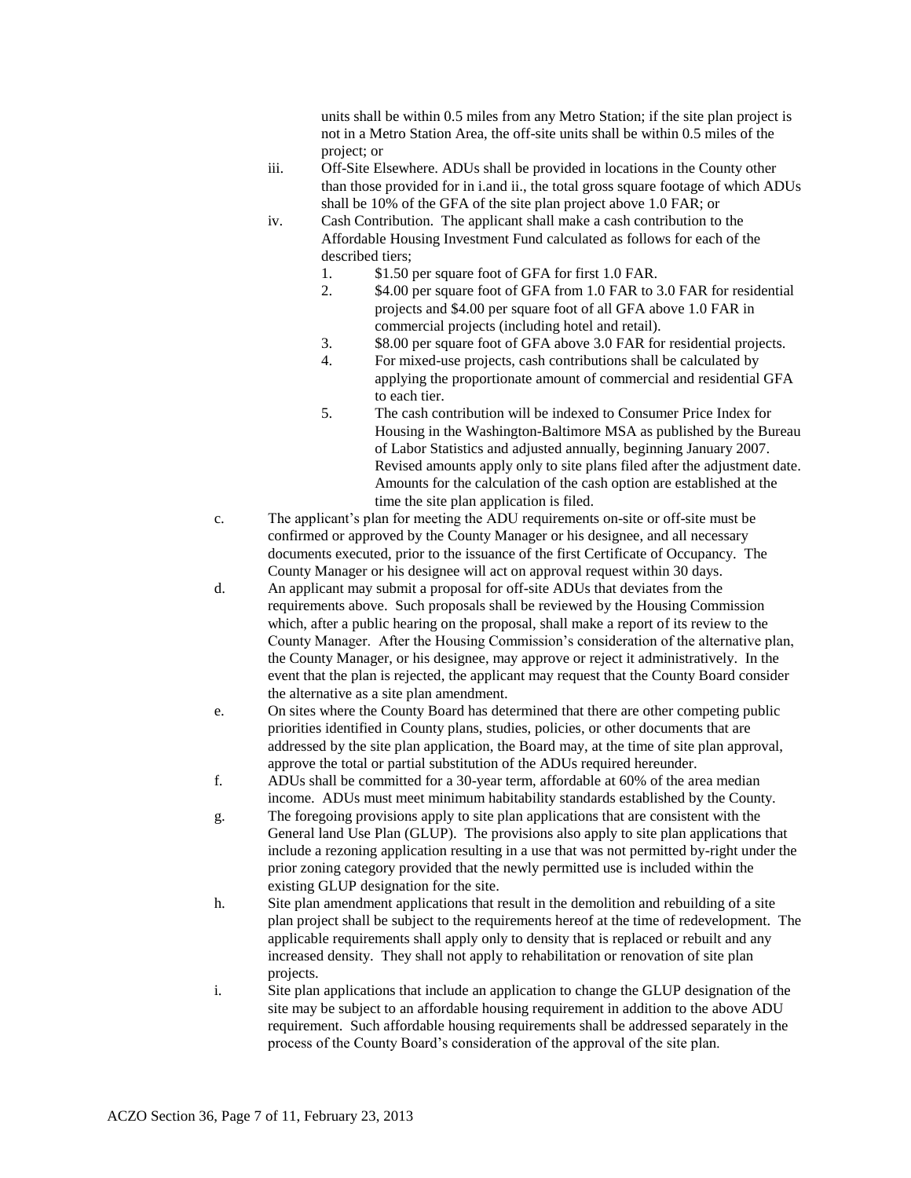units shall be within 0.5 miles from any Metro Station; if the site plan project is not in a Metro Station Area, the off-site units shall be within 0.5 miles of the project; or

iii. Off-Site Elsewhere. ADUs shall be provided in locations in the County other than those provided for in i.and ii., the total gross square footage of which ADUs shall be 10% of the GFA of the site plan project above 1.0 FAR; or

iv. Cash Contribution. The applicant shall make a cash contribution to the Affordable Housing Investment Fund calculated as follows for each of the described tiers;

1. $1.50 per square foot of GFA for first 1.0 FAR.
2. $4.00 per square foot of GFA from 1.0 FAR to 3.0 FAR for residential projects and $4.00 per square foot of all GFA above 1.0 FAR in commercial projects (including hotel and retail).
3. $8.00 per square foot of GFA above 3.0 FAR for residential projects.
4. For mixed-use projects, cash contributions shall be calculated by applying the proportionate amount of commercial and residential GFA to each tier.
5. The cash contribution will be indexed to Consumer Price Index for Housing in the Washington-Baltimore MSA as published by the Bureau of Labor Statistics and adjusted annually, beginning January 2007. Revised amounts apply only to site plans filed after the adjustment date. Amounts for the calculation of the cash option are established at the time the site plan application is filed.

c. The applicant's plan for meeting the ADU requirements on-site or off-site must be confirmed or approved by the County Manager or his designee, and all necessary documents executed, prior to the issuance of the first Certificate of Occupancy. The County Manager or his designee will act on approval request within 30 days.

d. An applicant may submit a proposal for off-site ADUs that deviates from the requirements above. Such proposals shall be reviewed by the Housing Commission which, after a public hearing on the proposal, shall make a report of its review to the County Manager. After the Housing Commission's consideration of the alternative plan, the County Manager, or his designee, may approve or reject it administratively. In the event that the plan is rejected, the applicant may request that the County Board consider the alternative as a site plan amendment.

e. On sites where the County Board has determined that there are other competing public priorities identified in County plans, studies, policies, or other documents that are addressed by the site plan application, the Board may, at the time of site plan approval, approve the total or partial substitution of the ADUs required hereunder.

f. ADUs shall be committed for a 30-year term, affordable at 60% of the area median income. ADUs must meet minimum habitability standards established by the County.

g. The foregoing provisions apply to site plan applications that are consistent with the General land Use Plan (GLUP). The provisions also apply to site plan applications that include a rezoning application resulting in a use that was not permitted by-right under the prior zoning category provided that the newly permitted use is included within the existing GLUP designation for the site.

h. Site plan amendment applications that result in the demolition and rebuilding of a site plan project shall be subject to the requirements hereof at the time of redevelopment. The applicable requirements shall apply only to density that is replaced or rebuilt and any increased density. They shall not apply to rehabilitation or renovation of site plan projects.

i. Site plan applications that include an application to change the GLUP designation of the site may be subject to an affordable housing requirement in addition to the above ADU requirement. Such affordable housing requirements shall be addressed separately in the process of the County Board's consideration of the approval of the site plan.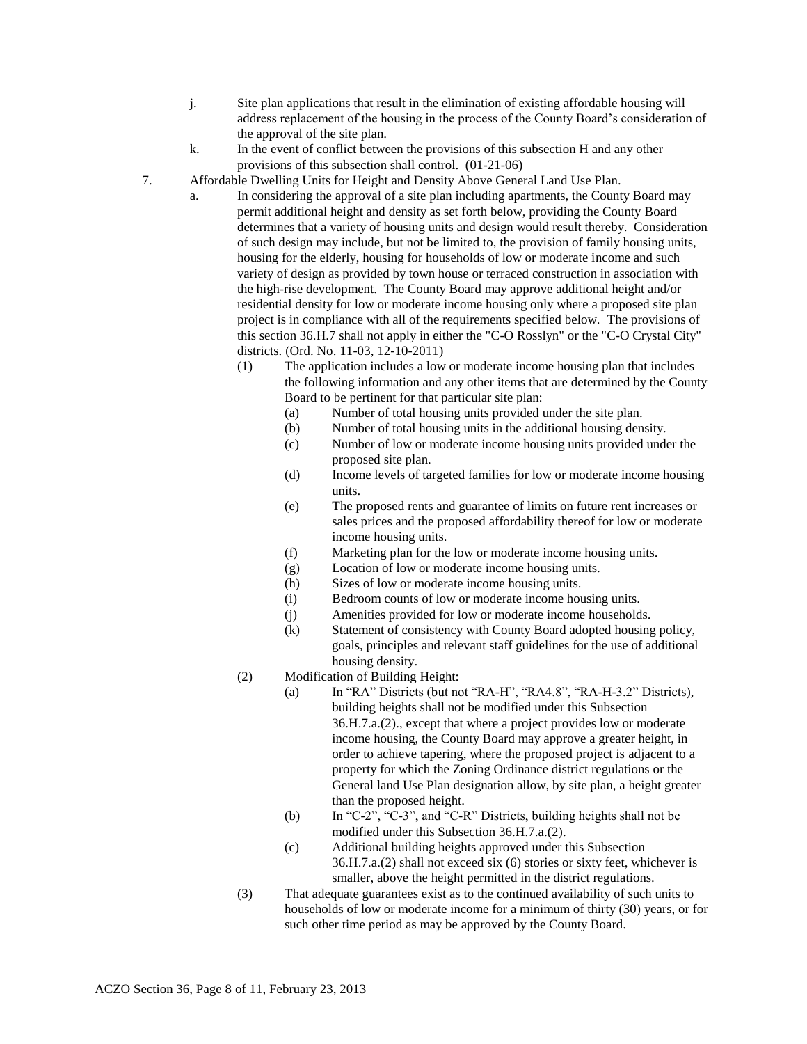j. Site plan applications that result in the elimination of existing affordable housing will address replacement of the housing in the process of the County Board's consideration of the approval of the site plan.

k. In the event of conflict between the provisions of this subsection H and any other provisions of this subsection shall control. (01-21-06)

7. Affordable Dwelling Units for Height and Density Above General Land Use Plan.

   a. In considering the approval of a site plan including apartments, the County Board may permit additional height and density as set forth below, providing the County Board determines that a variety of housing units and design would result thereby. Consideration of such design may include, but not be limited to, the provision of family housing units, housing for the elderly, housing for households of low or moderate income and such variety of design as provided by town house or terraced construction in association with the high-rise development. The County Board may approve additional height and/or residential density for low or moderate income housing only where a proposed site plan project is in compliance with all of the requirements specified below. The provisions of this section 36.H.7 shall not apply in either the "C-O Rosslyn" or the "C-O Crystal City" districts. (Ord. No. 11-03, 12-10-2011)

      (1) The application includes a low or moderate income housing plan that includes the following information and any other items that are determined by the County Board to be pertinent for that particular site plan:

         (a) Number of total housing units provided under the site plan.
         (b) Number of total housing units in the additional housing density.
         (c) Number of low or moderate income housing units provided under the proposed site plan.
         (d) Income levels of targeted families for low or moderate income housing units.
         (e) The proposed rents and guarantee of limits on future rent increases or sales prices and the proposed affordability thereof for low or moderate income housing units.
         (f) Marketing plan for the low or moderate income housing units.
         (g) Location of low or moderate income housing units.
         (h) Sizes of low or moderate income housing units.
         (i) Bedroom counts of low or moderate income housing units.
         (j) Amenities provided for low or moderate income households.
         (k) Statement of consistency with County Board adopted housing policy, goals, principles and relevant staff guidelines for the use of additional housing density.

      (2) Modification of Building Height:

         (a) In "RA" Districts (but not "RA-H", "RA4.8", "RA-H-3.2" Districts), building heights shall not be modified under this Subsection 36.H.7.a.(2)., except that where a project provides low or moderate income housing, the County Board may approve a greater height, in order to achieve tapering, where the proposed project is adjacent to a property for which the Zoning Ordinance district regulations or the General land Use Plan designation allow, by site plan, a height greater than the proposed height.
         (b) In "C-2", "C-3", and "C-R" Districts, building heights shall not be modified under this Subsection 36.H.7.a.(2).
         (c) Additional building heights approved under this Subsection 36.H.7.a.(2) shall not exceed six (6) stories or sixty feet, whichever is smaller, above the height permitted in the district regulations.

      (3) That adequate guarantees exist as to the continued availability of such units to households of low or moderate income for a minimum of thirty (30) years, or for such other time period as may be approved by the County Board.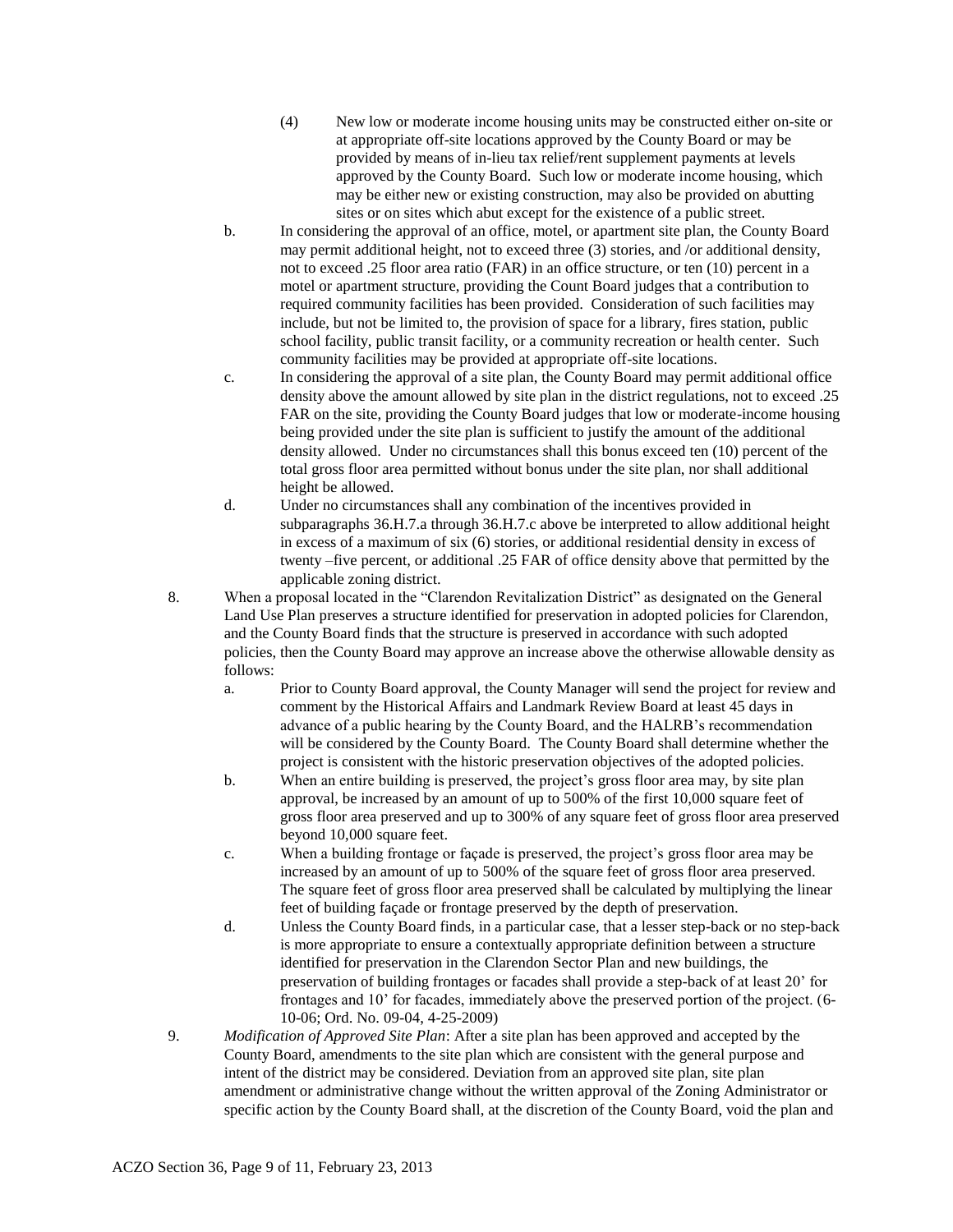(4) New low or moderate income housing units may be constructed either on-site or at appropriate off-site locations approved by the County Board or may be provided by means of in-lieu tax relief/rent supplement payments at levels approved by the County Board. Such low or moderate income housing, which may be either new or existing construction, may also be provided on abutting sites or on sites which abut except for the existence of a public street.

b. In considering the approval of an office, motel, or apartment site plan, the County Board may permit additional height, not to exceed three (3) stories, and /or additional density, not to exceed .25 floor area ratio (FAR) in an office structure, or ten (10) percent in a motel or apartment structure, providing the Count Board judges that a contribution to required community facilities has been provided. Consideration of such facilities may include, but not be limited to, the provision of space for a library, fires station, public school facility, public transit facility, or a community recreation or health center. Such community facilities may be provided at appropriate off-site locations.

c. In considering the approval of a site plan, the County Board may permit additional office density above the amount allowed by site plan in the district regulations, not to exceed .25 FAR on the site, providing the County Board judges that low or moderate-income housing being provided under the site plan is sufficient to justify the amount of the additional density allowed. Under no circumstances shall this bonus exceed ten (10) percent of the total gross floor area permitted without bonus under the site plan, nor shall additional height be allowed.

d. Under no circumstances shall any combination of the incentives provided in subparagraphs 36.H.7.a through 36.H.7.c above be interpreted to allow additional height in excess of a maximum of six (6) stories, or additional residential density in excess of twenty –five percent, or additional .25 FAR of office density above that permitted by the applicable zoning district.

8. When a proposal located in the "Clarendon Revitalization District" as designated on the General Land Use Plan preserves a structure identified for preservation in adopted policies for Clarendon, and the County Board finds that the structure is preserved in accordance with such adopted policies, then the County Board may approve an increase above the otherwise allowable density as follows:

a. Prior to County Board approval, the County Manager will send the project for review and comment by the Historical Affairs and Landmark Review Board at least 45 days in advance of a public hearing by the County Board, and the HALRB's recommendation will be considered by the County Board. The County Board shall determine whether the project is consistent with the historic preservation objectives of the adopted policies.

b. When an entire building is preserved, the project's gross floor area may, by site plan approval, be increased by an amount of up to 500% of the first 10,000 square feet of gross floor area preserved and up to 300% of any square feet of gross floor area preserved beyond 10,000 square feet.

c. When a building frontage or façade is preserved, the project's gross floor area may be increased by an amount of up to 500% of the square feet of gross floor area preserved. The square feet of gross floor area preserved shall be calculated by multiplying the linear feet of building façade or frontage preserved by the depth of preservation.

d. Unless the County Board finds, in a particular case, that a lesser step-back or no step-back is more appropriate to ensure a contextually appropriate definition between a structure identified for preservation in the Clarendon Sector Plan and new buildings, the preservation of building frontages or facades shall provide a step-back of at least 20' for frontages and 10' for facades, immediately above the preserved portion of the project. (6-10-06; Ord. No. 09-04, 4-25-2009)

9. *Modification of Approved Site Plan*: After a site plan has been approved and accepted by the County Board, amendments to the site plan which are consistent with the general purpose and intent of the district may be considered. Deviation from an approved site plan, site plan amendment or administrative change without the written approval of the Zoning Administrator or specific action by the County Board shall, at the discretion of the County Board, void the plan and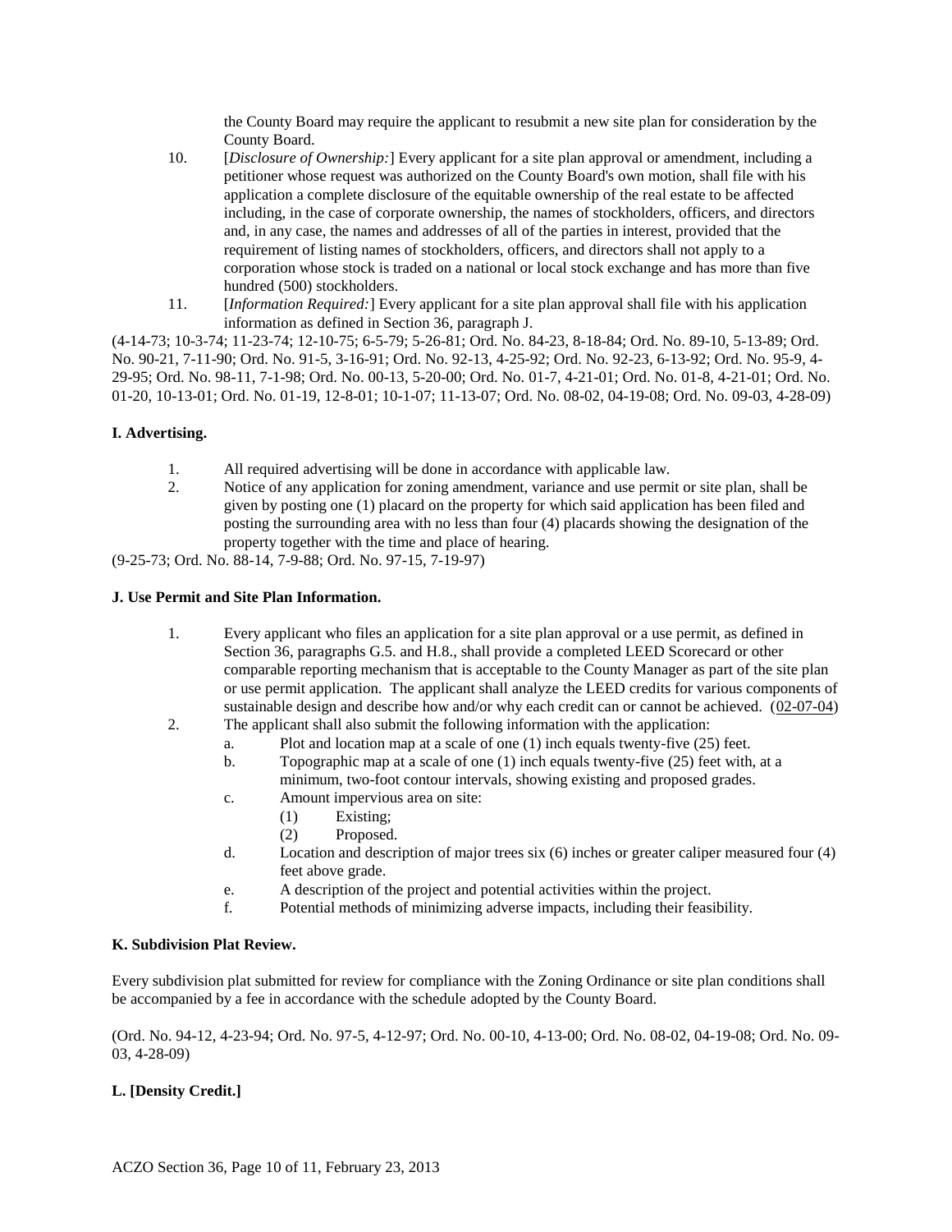the County Board may require the applicant to resubmit a new site plan for consideration by the County Board.

10. [*Disclosure of Ownership:*] Every applicant for a site plan approval or amendment, including a petitioner whose request was authorized on the County Board's own motion, shall file with his application a complete disclosure of the equitable ownership of the real estate to be affected including, in the case of corporate ownership, the names of stockholders, officers, and directors and, in any case, the names and addresses of all of the parties in interest, provided that the requirement of listing names of stockholders, officers, and directors shall not apply to a corporation whose stock is traded on a national or local stock exchange and has more than five hundred (500) stockholders.
11. [*Information Required:*] Every applicant for a site plan approval shall file with his application information as defined in Section 36, paragraph J.

(4-14-73; 10-3-74; 11-23-74; 12-10-75; 6-5-79; 5-26-81; Ord. No. 84-23, 8-18-84; Ord. No. 89-10, 5-13-89; Ord. No. 90-21, 7-11-90; Ord. No. 91-5, 3-16-91; Ord. No. 92-13, 4-25-92; Ord. No. 92-23, 6-13-92; Ord. No. 95-9, 4-29-95; Ord. No. 98-11, 7-1-98; Ord. No. 00-13, 5-20-00; Ord. No. 01-7, 4-21-01; Ord. No. 01-8, 4-21-01; Ord. No. 01-20, 10-13-01; Ord. No. 01-19, 12-8-01; 10-1-07; 11-13-07; Ord. No. 08-02, 04-19-08; Ord. No. 09-03, 4-28-09)

**I. Advertising.**

1. All required advertising will be done in accordance with applicable law.
2. Notice of any application for zoning amendment, variance and use permit or site plan, shall be given by posting one (1) placard on the property for which said application has been filed and posting the surrounding area with no less than four (4) placards showing the designation of the property together with the time and place of hearing.

(9-25-73; Ord. No. 88-14, 7-9-88; Ord. No. 97-15, 7-19-97)

**J. Use Permit and Site Plan Information.**

1. Every applicant who files an application for a site plan approval or a use permit, as defined in Section 36, paragraphs G.5. and H.8., shall provide a completed LEED Scorecard or other comparable reporting mechanism that is acceptable to the County Manager as part of the site plan or use permit application. The applicant shall analyze the LEED credits for various components of sustainable design and describe how and/or why each credit can or cannot be achieved. (02-07-04)
2. The applicant shall also submit the following information with the application:
   a. Plot and location map at a scale of one (1) inch equals twenty-five (25) feet.
   b. Topographic map at a scale of one (1) inch equals twenty-five (25) feet with, at a minimum, two-foot contour intervals, showing existing and proposed grades.
   c. Amount impervious area on site:
      (1) Existing;
      (2) Proposed.
   d. Location and description of major trees six (6) inches or greater caliper measured four (4) feet above grade.
   e. A description of the project and potential activities within the project.
   f. Potential methods of minimizing adverse impacts, including their feasibility.

**K. Subdivision Plat Review.**

Every subdivision plat submitted for review for compliance with the Zoning Ordinance or site plan conditions shall be accompanied by a fee in accordance with the schedule adopted by the County Board.

(Ord. No. 94-12, 4-23-94; Ord. No. 97-5, 4-12-97; Ord. No. 00-10, 4-13-00; Ord. No. 08-02, 04-19-08; Ord. No. 09-03, 4-28-09)

**L. [Density Credit.]**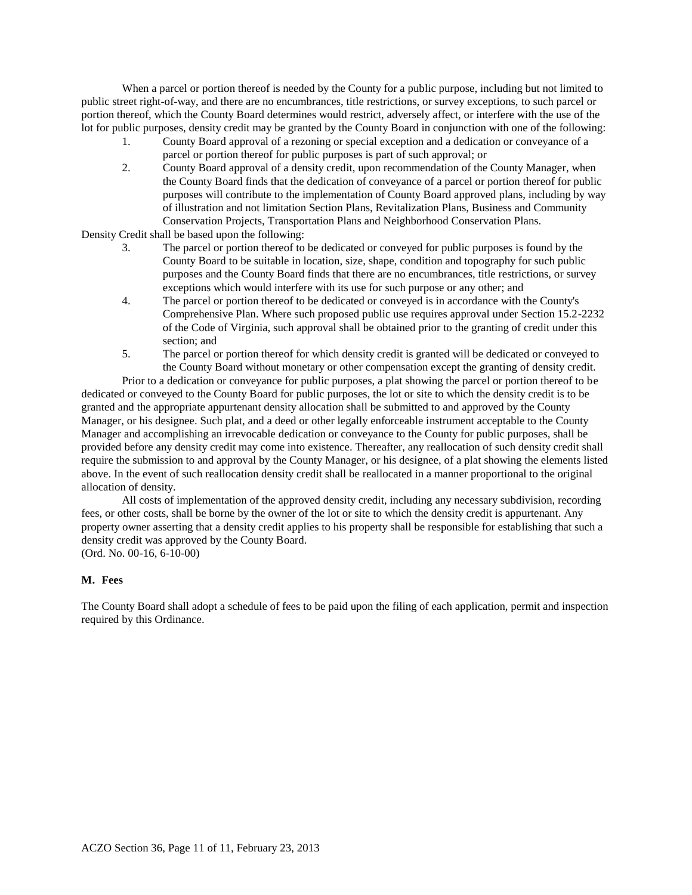When a parcel or portion thereof is needed by the County for a public purpose, including but not limited to public street right-of-way, and there are no encumbrances, title restrictions, or survey exceptions, to such parcel or portion thereof, which the County Board determines would restrict, adversely affect, or interfere with the use of the lot for public purposes, density credit may be granted by the County Board in conjunction with one of the following:

1. County Board approval of a rezoning or special exception and a dedication or conveyance of a parcel or portion thereof for public purposes is part of such approval; or
2. County Board approval of a density credit, upon recommendation of the County Manager, when the County Board finds that the dedication of conveyance of a parcel or portion thereof for public purposes will contribute to the implementation of County Board approved plans, including by way of illustration and not limitation Section Plans, Revitalization Plans, Business and Community Conservation Projects, Transportation Plans and Neighborhood Conservation Plans.

Density Credit shall be based upon the following:

3. The parcel or portion thereof to be dedicated or conveyed for public purposes is found by the County Board to be suitable in location, size, shape, condition and topography for such public purposes and the County Board finds that there are no encumbrances, title restrictions, or survey exceptions which would interfere with its use for such purpose or any other; and
4. The parcel or portion thereof to be dedicated or conveyed is in accordance with the County's Comprehensive Plan. Where such proposed public use requires approval under Section 15.2-2232 of the Code of Virginia, such approval shall be obtained prior to the granting of credit under this section; and
5. The parcel or portion thereof for which density credit is granted will be dedicated or conveyed to the County Board without monetary or other compensation except the granting of density credit.

Prior to a dedication or conveyance for public purposes, a plat showing the parcel or portion thereof to be dedicated or conveyed to the County Board for public purposes, the lot or site to which the density credit is to be granted and the appropriate appurtenant density allocation shall be submitted to and approved by the County Manager, or his designee. Such plat, and a deed or other legally enforceable instrument acceptable to the County Manager and accomplishing an irrevocable dedication or conveyance to the County for public purposes, shall be provided before any density credit may come into existence. Thereafter, any reallocation of such density credit shall require the submission to and approval by the County Manager, or his designee, of a plat showing the elements listed above. In the event of such reallocation density credit shall be reallocated in a manner proportional to the original allocation of density.

All costs of implementation of the approved density credit, including any necessary subdivision, recording fees, or other costs, shall be borne by the owner of the lot or site to which the density credit is appurtenant. Any property owner asserting that a density credit applies to his property shall be responsible for establishing that such a density credit was approved by the County Board.

(Ord. No. 00-16, 6-10-00)

### M. Fees

The County Board shall adopt a schedule of fees to be paid upon the filing of each application, permit and inspection required by this Ordinance.